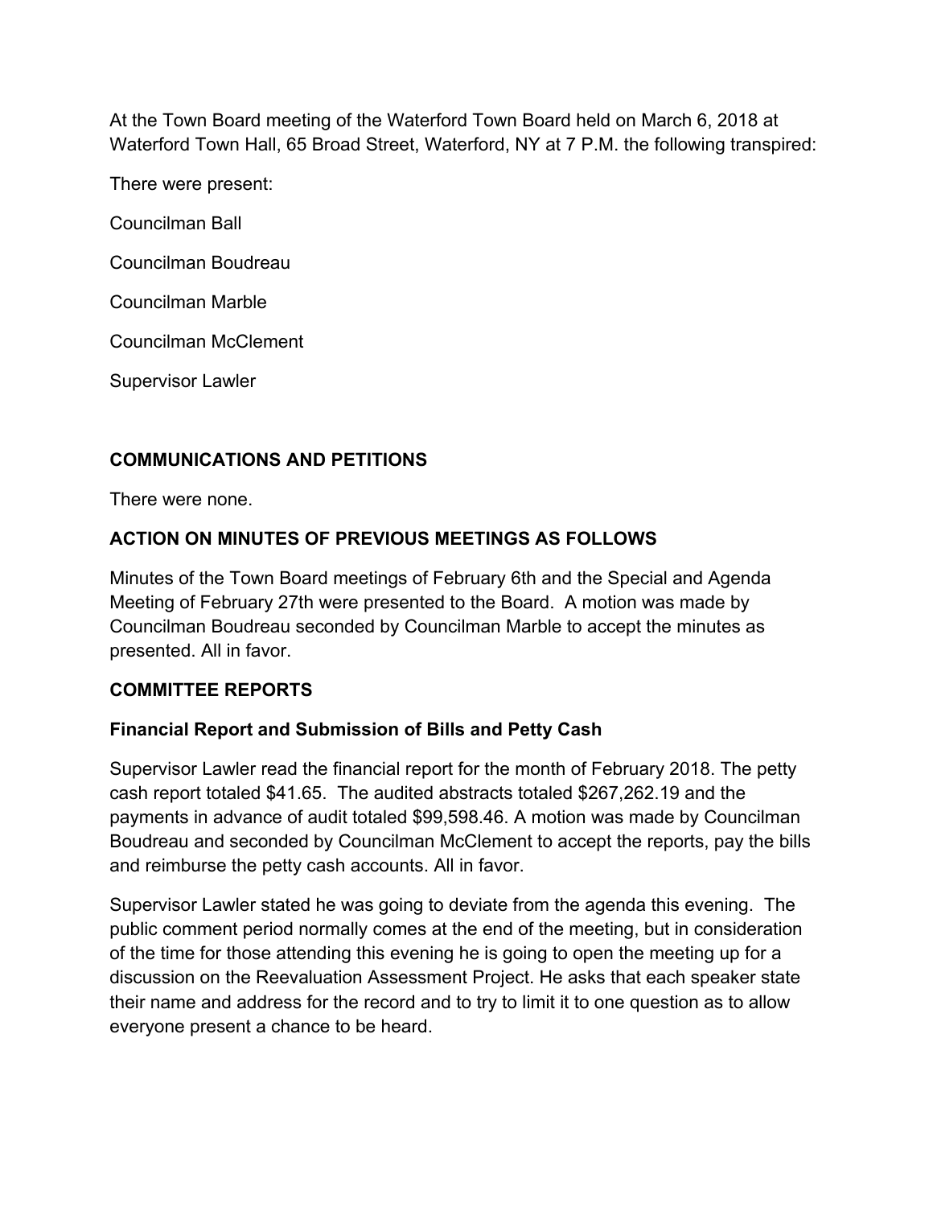At the Town Board meeting of the Waterford Town Board held on March 6, 2018 at Waterford Town Hall, 65 Broad Street, Waterford, NY at 7 P.M. the following transpired:

There were present:

Councilman Ball

Councilman Boudreau

Councilman Marble

Councilman McClement

Supervisor Lawler

## COMMUNICATIONS AND PETITIONS

There were none.

## ACTION ON MINUTES OF PREVIOUS MEETINGS AS FOLLOWS

Minutes of the Town Board meetings of February 6th and the Special and Agenda Meeting of February 27th were presented to the Board. A motion was made by Councilman Boudreau seconded by Councilman Marble to accept the minutes as presented. All in favor.

## COMMITTEE REPORTS

### Financial Report and Submission of Bills and Petty Cash

Supervisor Lawler read the financial report for the month of February 2018. The petty cash report totaled $41.65. The audited abstracts totaled $267,262.19 and the payments in advance of audit totaled $99,598.46. A motion was made by Councilman Boudreau and seconded by Councilman McClement to accept the reports, pay the bills and reimburse the petty cash accounts. All in favor.

Supervisor Lawler stated he was going to deviate from the agenda this evening. The public comment period normally comes at the end of the meeting, but in consideration of the time for those attending this evening he is going to open the meeting up for a discussion on the Reevaluation Assessment Project. He asks that each speaker state their name and address for the record and to try to limit it to one question as to allow everyone present a chance to be heard.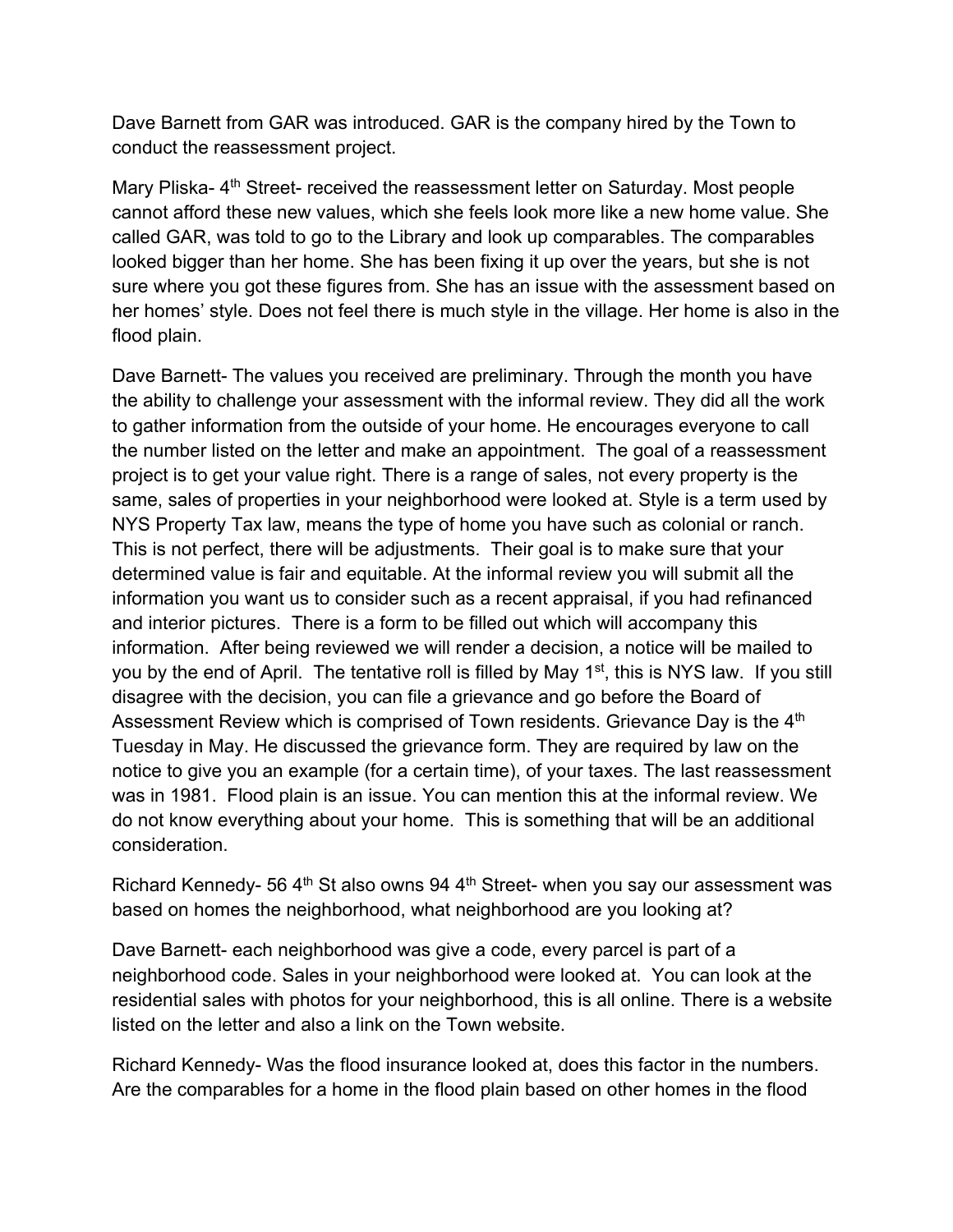Dave Barnett from GAR was introduced. GAR is the company hired by the Town to conduct the reassessment project.

Mary Pliska- 4th Street- received the reassessment letter on Saturday. Most people cannot afford these new values, which she feels look more like a new home value. She called GAR, was told to go to the Library and look up comparables. The comparables looked bigger than her home. She has been fixing it up over the years, but she is not sure where you got these figures from. She has an issue with the assessment based on her homes' style. Does not feel there is much style in the village. Her home is also in the flood plain.

Dave Barnett- The values you received are preliminary. Through the month you have the ability to challenge your assessment with the informal review. They did all the work to gather information from the outside of your home. He encourages everyone to call the number listed on the letter and make an appointment. The goal of a reassessment project is to get your value right. There is a range of sales, not every property is the same, sales of properties in your neighborhood were looked at. Style is a term used by NYS Property Tax law, means the type of home you have such as colonial or ranch. This is not perfect, there will be adjustments. Their goal is to make sure that your determined value is fair and equitable. At the informal review you will submit all the information you want us to consider such as a recent appraisal, if you had refinanced and interior pictures. There is a form to be filled out which will accompany this information. After being reviewed we will render a decision, a notice will be mailed to you by the end of April. The tentative roll is filled by May 1st, this is NYS law. If you still disagree with the decision, you can file a grievance and go before the Board of Assessment Review which is comprised of Town residents. Grievance Day is the 4th Tuesday in May. He discussed the grievance form. They are required by law on the notice to give you an example (for a certain time), of your taxes. The last reassessment was in 1981. Flood plain is an issue. You can mention this at the informal review. We do not know everything about your home. This is something that will be an additional consideration.

Richard Kennedy- 56 4th St also owns 94 4th Street- when you say our assessment was based on homes the neighborhood, what neighborhood are you looking at?

Dave Barnett- each neighborhood was give a code, every parcel is part of a neighborhood code. Sales in your neighborhood were looked at. You can look at the residential sales with photos for your neighborhood, this is all online. There is a website listed on the letter and also a link on the Town website.

Richard Kennedy- Was the flood insurance looked at, does this factor in the numbers. Are the comparables for a home in the flood plain based on other homes in the flood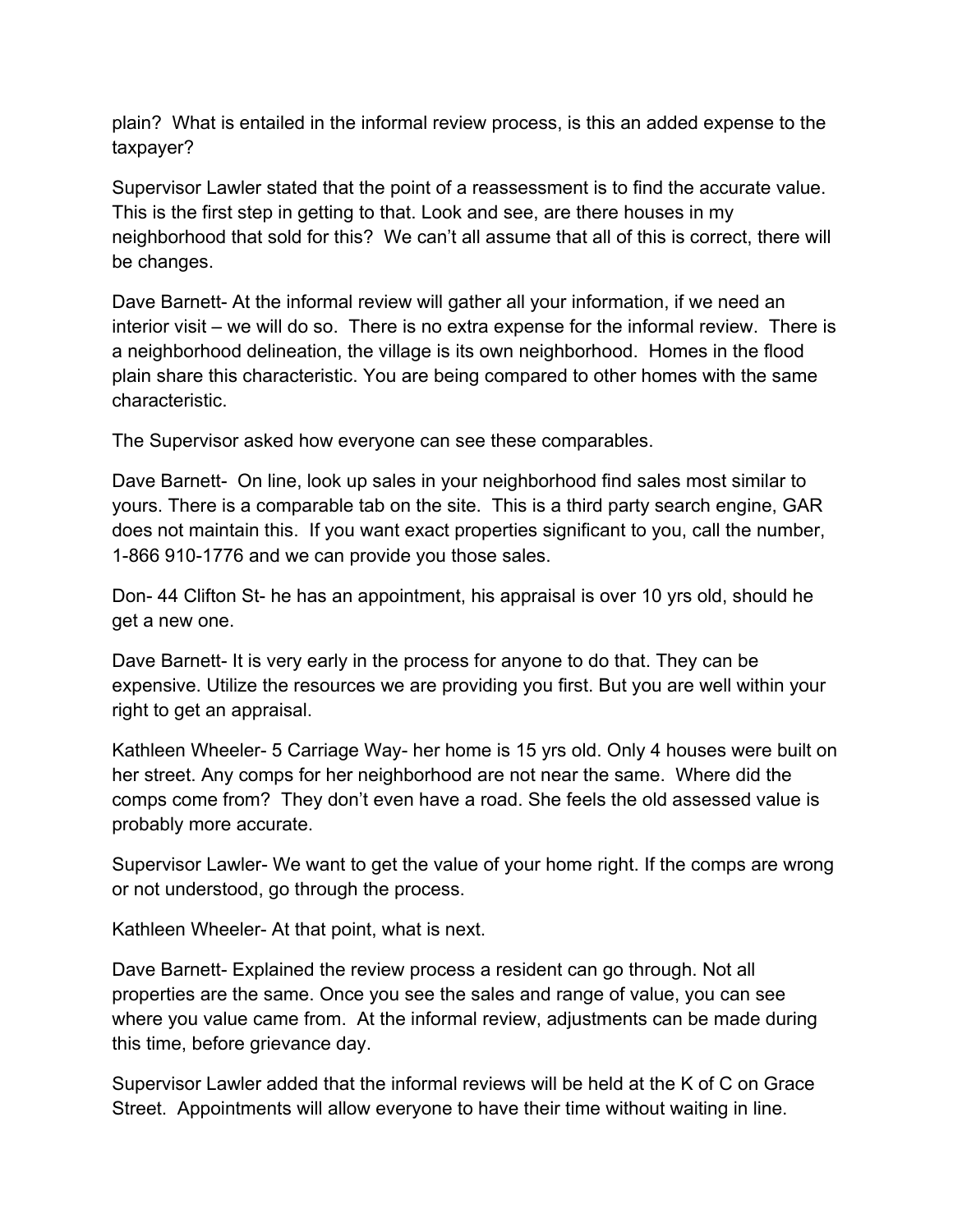plain? What is entailed in the informal review process, is this an added expense to the taxpayer?

Supervisor Lawler stated that the point of a reassessment is to find the accurate value. This is the first step in getting to that. Look and see, are there houses in my neighborhood that sold for this? We can't all assume that all of this is correct, there will be changes.

Dave Barnett- At the informal review will gather all your information, if we need an interior visit – we will do so. There is no extra expense for the informal review. There is a neighborhood delineation, the village is its own neighborhood. Homes in the flood plain share this characteristic. You are being compared to other homes with the same characteristic.

The Supervisor asked how everyone can see these comparables.

Dave Barnett- On line, look up sales in your neighborhood find sales most similar to yours. There is a comparable tab on the site. This is a third party search engine, GAR does not maintain this. If you want exact properties significant to you, call the number, 1-866 910-1776 and we can provide you those sales.

Don- 44 Clifton St- he has an appointment, his appraisal is over 10 yrs old, should he get a new one.

Dave Barnett- It is very early in the process for anyone to do that. They can be expensive. Utilize the resources we are providing you first. But you are well within your right to get an appraisal.

Kathleen Wheeler- 5 Carriage Way- her home is 15 yrs old. Only 4 houses were built on her street. Any comps for her neighborhood are not near the same. Where did the comps come from? They don't even have a road. She feels the old assessed value is probably more accurate.

Supervisor Lawler- We want to get the value of your home right. If the comps are wrong or not understood, go through the process.

Kathleen Wheeler- At that point, what is next.

Dave Barnett- Explained the review process a resident can go through. Not all properties are the same. Once you see the sales and range of value, you can see where you value came from. At the informal review, adjustments can be made during this time, before grievance day.

Supervisor Lawler added that the informal reviews will be held at the K of C on Grace Street. Appointments will allow everyone to have their time without waiting in line.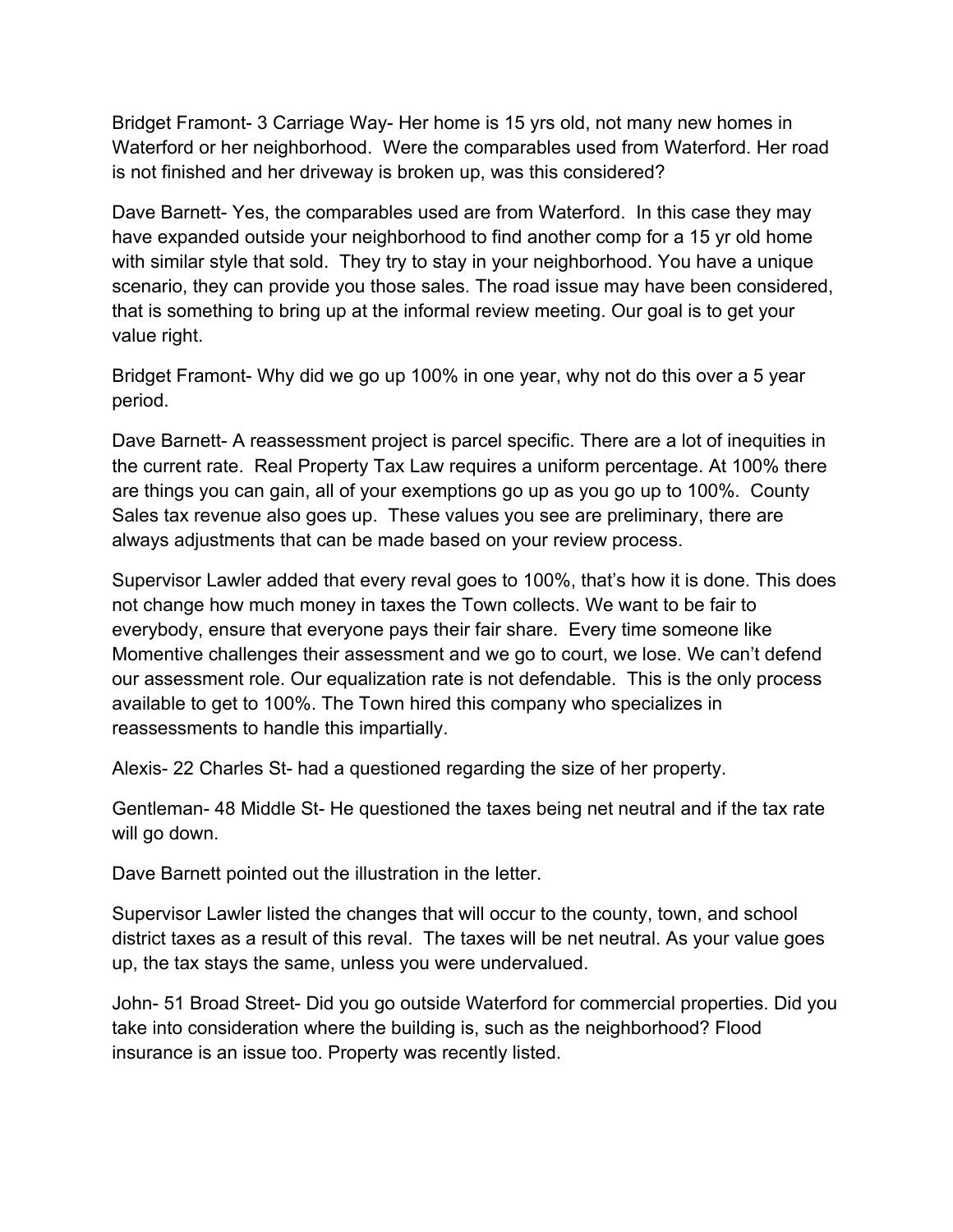Bridget Framont- 3 Carriage Way- Her home is 15 yrs old, not many new homes in Waterford or her neighborhood. Were the comparables used from Waterford. Her road is not finished and her driveway is broken up, was this considered?

Dave Barnett- Yes, the comparables used are from Waterford. In this case they may have expanded outside your neighborhood to find another comp for a 15 yr old home with similar style that sold. They try to stay in your neighborhood. You have a unique scenario, they can provide you those sales. The road issue may have been considered, that is something to bring up at the informal review meeting. Our goal is to get your value right.

Bridget Framont- Why did we go up 100% in one year, why not do this over a 5 year period.

Dave Barnett- A reassessment project is parcel specific. There are a lot of inequities in the current rate. Real Property Tax Law requires a uniform percentage. At 100% there are things you can gain, all of your exemptions go up as you go up to 100%. County Sales tax revenue also goes up. These values you see are preliminary, there are always adjustments that can be made based on your review process.

Supervisor Lawler added that every reval goes to 100%, that's how it is done. This does not change how much money in taxes the Town collects. We want to be fair to everybody, ensure that everyone pays their fair share. Every time someone like Momentive challenges their assessment and we go to court, we lose. We can't defend our assessment role. Our equalization rate is not defendable. This is the only process available to get to 100%. The Town hired this company who specializes in reassessments to handle this impartially.

Alexis- 22 Charles St- had a questioned regarding the size of her property.

Gentleman- 48 Middle St- He questioned the taxes being net neutral and if the tax rate will go down.

Dave Barnett pointed out the illustration in the letter.

Supervisor Lawler listed the changes that will occur to the county, town, and school district taxes as a result of this reval. The taxes will be net neutral. As your value goes up, the tax stays the same, unless you were undervalued.

John- 51 Broad Street- Did you go outside Waterford for commercial properties. Did you take into consideration where the building is, such as the neighborhood? Flood insurance is an issue too. Property was recently listed.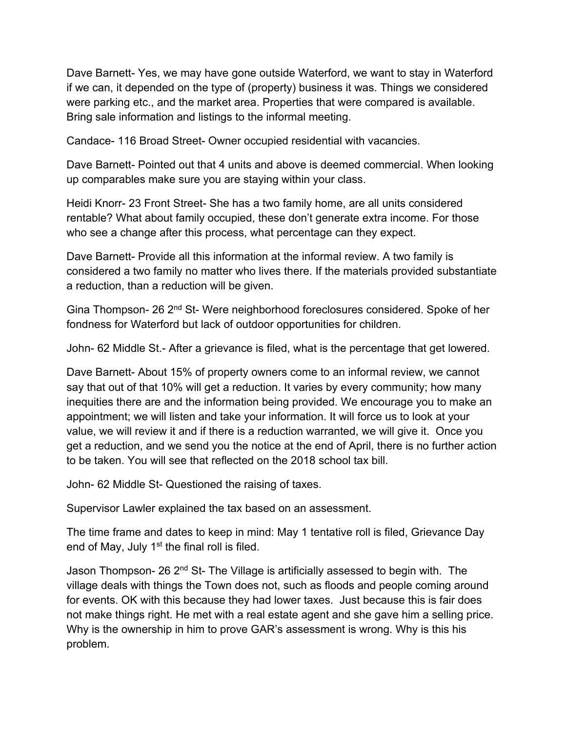Dave Barnett- Yes, we may have gone outside Waterford, we want to stay in Waterford if we can, it depended on the type of (property) business it was. Things we considered were parking etc., and the market area. Properties that were compared is available. Bring sale information and listings to the informal meeting.

Candace- 116 Broad Street- Owner occupied residential with vacancies.

Dave Barnett- Pointed out that 4 units and above is deemed commercial. When looking up comparables make sure you are staying within your class.

Heidi Knorr- 23 Front Street- She has a two family home, are all units considered rentable? What about family occupied, these don't generate extra income. For those who see a change after this process, what percentage can they expect.

Dave Barnett- Provide all this information at the informal review. A two family is considered a two family no matter who lives there. If the materials provided substantiate a reduction, than a reduction will be given.

Gina Thompson- 26 2nd St- Were neighborhood foreclosures considered. Spoke of her fondness for Waterford but lack of outdoor opportunities for children.

John- 62 Middle St.- After a grievance is filed, what is the percentage that get lowered.

Dave Barnett- About 15% of property owners come to an informal review, we cannot say that out of that 10% will get a reduction. It varies by every community; how many inequities there are and the information being provided. We encourage you to make an appointment; we will listen and take your information. It will force us to look at your value, we will review it and if there is a reduction warranted, we will give it. Once you get a reduction, and we send you the notice at the end of April, there is no further action to be taken. You will see that reflected on the 2018 school tax bill.

John- 62 Middle St- Questioned the raising of taxes.

Supervisor Lawler explained the tax based on an assessment.

The time frame and dates to keep in mind: May 1 tentative roll is filed, Grievance Day end of May, July 1st the final roll is filed.

Jason Thompson- 26 2nd St- The Village is artificially assessed to begin with. The village deals with things the Town does not, such as floods and people coming around for events. OK with this because they had lower taxes. Just because this is fair does not make things right. He met with a real estate agent and she gave him a selling price. Why is the ownership in him to prove GAR's assessment is wrong. Why is this his problem.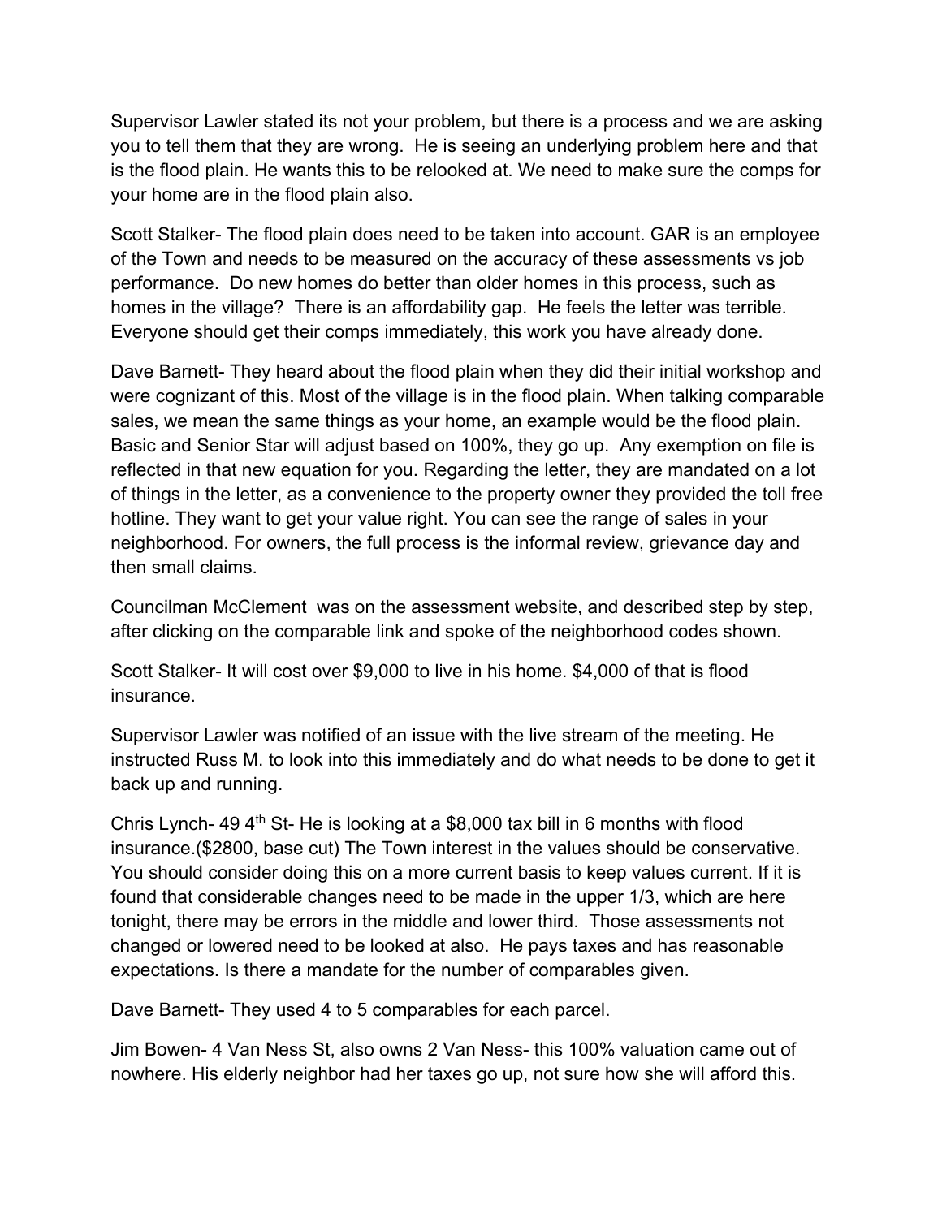Supervisor Lawler stated its not your problem, but there is a process and we are asking you to tell them that they are wrong. He is seeing an underlying problem here and that is the flood plain. He wants this to be relooked at. We need to make sure the comps for your home are in the flood plain also.

Scott Stalker- The flood plain does need to be taken into account. GAR is an employee of the Town and needs to be measured on the accuracy of these assessments vs job performance. Do new homes do better than older homes in this process, such as homes in the village? There is an affordability gap. He feels the letter was terrible. Everyone should get their comps immediately, this work you have already done.

Dave Barnett- They heard about the flood plain when they did their initial workshop and were cognizant of this. Most of the village is in the flood plain. When talking comparable sales, we mean the same things as your home, an example would be the flood plain. Basic and Senior Star will adjust based on 100%, they go up. Any exemption on file is reflected in that new equation for you. Regarding the letter, they are mandated on a lot of things in the letter, as a convenience to the property owner they provided the toll free hotline. They want to get your value right. You can see the range of sales in your neighborhood. For owners, the full process is the informal review, grievance day and then small claims.

Councilman McClement was on the assessment website, and described step by step, after clicking on the comparable link and spoke of the neighborhood codes shown.

Scott Stalker- It will cost over $9,000 to live in his home. $4,000 of that is flood insurance.

Supervisor Lawler was notified of an issue with the live stream of the meeting. He instructed Russ M. to look into this immediately and do what needs to be done to get it back up and running.

Chris Lynch- 49 4th St- He is looking at a $8,000 tax bill in 6 months with flood insurance.($2800, base cut) The Town interest in the values should be conservative. You should consider doing this on a more current basis to keep values current. If it is found that considerable changes need to be made in the upper 1/3, which are here tonight, there may be errors in the middle and lower third. Those assessments not changed or lowered need to be looked at also. He pays taxes and has reasonable expectations. Is there a mandate for the number of comparables given.

Dave Barnett- They used 4 to 5 comparables for each parcel.

Jim Bowen- 4 Van Ness St, also owns 2 Van Ness- this 100% valuation came out of nowhere. His elderly neighbor had her taxes go up, not sure how she will afford this.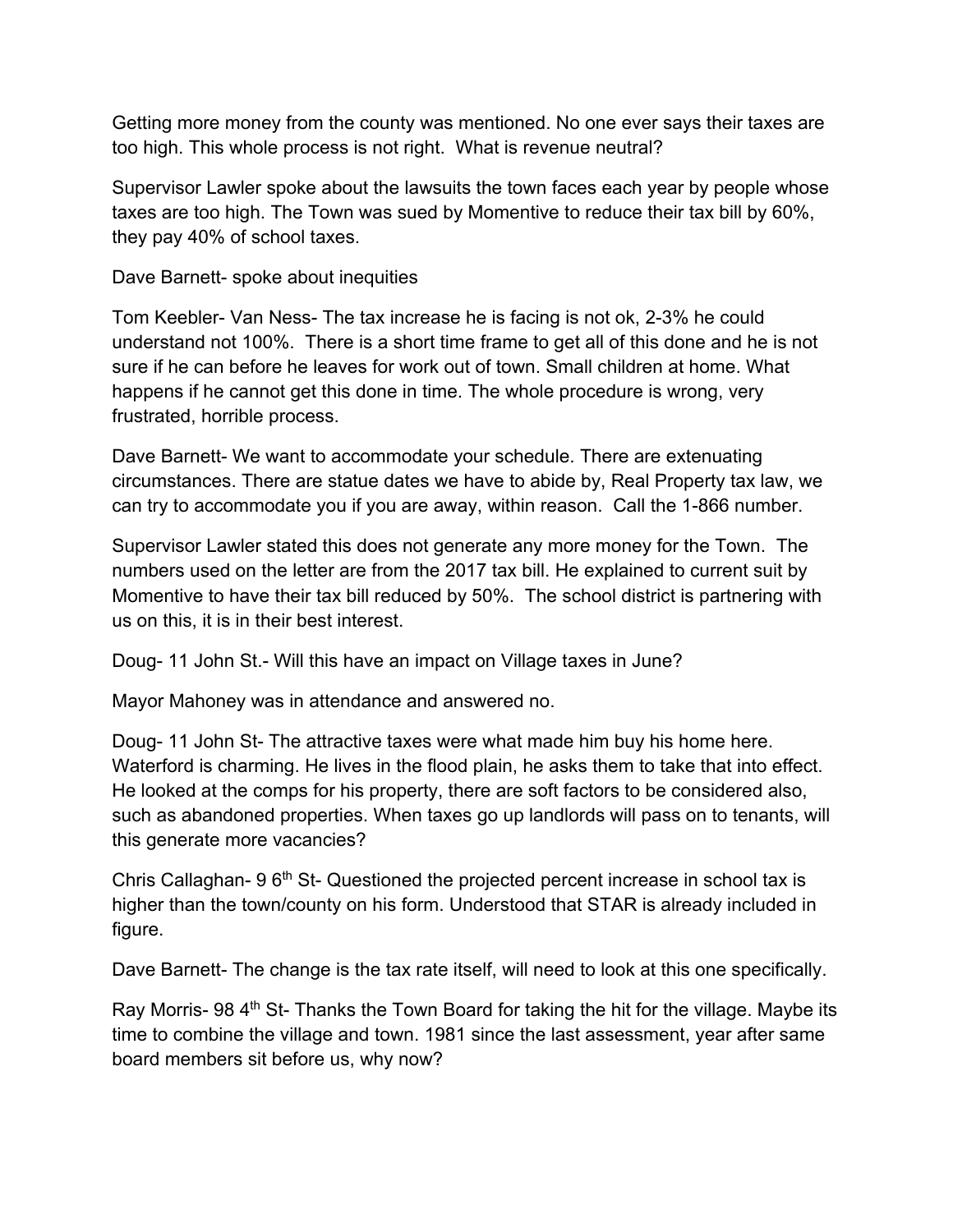Getting more money from the county was mentioned. No one ever says their taxes are too high. This whole process is not right. What is revenue neutral?

Supervisor Lawler spoke about the lawsuits the town faces each year by people whose taxes are too high. The Town was sued by Momentive to reduce their tax bill by 60%, they pay 40% of school taxes.

Dave Barnett- spoke about inequities

Tom Keebler- Van Ness- The tax increase he is facing is not ok, 2-3% he could understand not 100%. There is a short time frame to get all of this done and he is not sure if he can before he leaves for work out of town. Small children at home. What happens if he cannot get this done in time. The whole procedure is wrong, very frustrated, horrible process.

Dave Barnett- We want to accommodate your schedule. There are extenuating circumstances. There are statue dates we have to abide by, Real Property tax law, we can try to accommodate you if you are away, within reason. Call the 1-866 number.

Supervisor Lawler stated this does not generate any more money for the Town. The numbers used on the letter are from the 2017 tax bill. He explained to current suit by Momentive to have their tax bill reduced by 50%. The school district is partnering with us on this, it is in their best interest.

Doug- 11 John St.- Will this have an impact on Village taxes in June?

Mayor Mahoney was in attendance and answered no.

Doug- 11 John St- The attractive taxes were what made him buy his home here. Waterford is charming. He lives in the flood plain, he asks them to take that into effect. He looked at the comps for his property, there are soft factors to be considered also, such as abandoned properties. When taxes go up landlords will pass on to tenants, will this generate more vacancies?

Chris Callaghan- 9 6th St- Questioned the projected percent increase in school tax is higher than the town/county on his form. Understood that STAR is already included in figure.

Dave Barnett- The change is the tax rate itself, will need to look at this one specifically.

Ray Morris- 98 4th St- Thanks the Town Board for taking the hit for the village. Maybe its time to combine the village and town. 1981 since the last assessment, year after same board members sit before us, why now?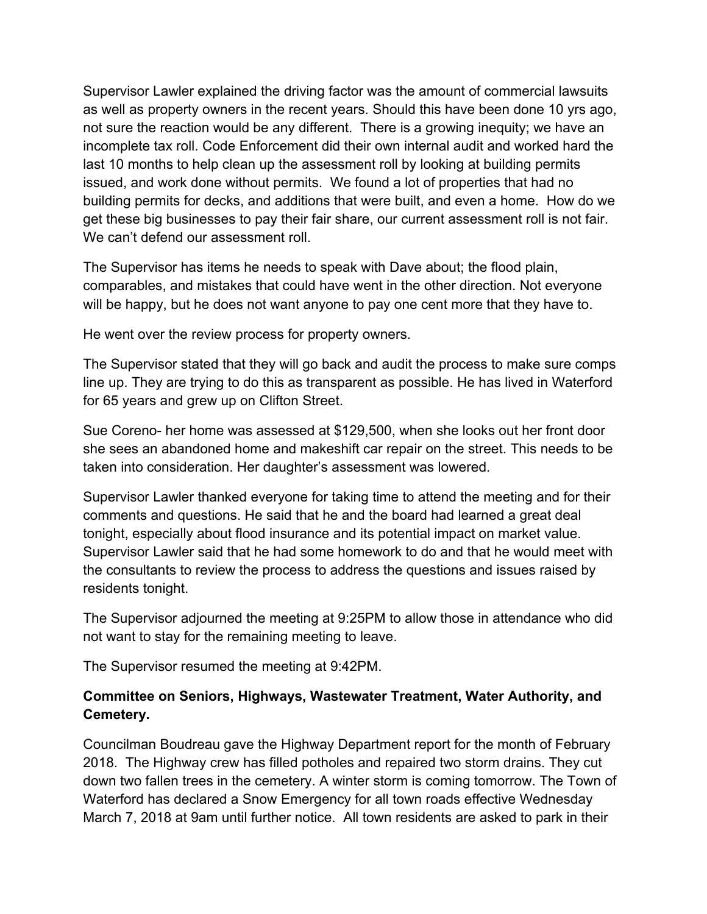Supervisor Lawler explained the driving factor was the amount of commercial lawsuits as well as property owners in the recent years. Should this have been done 10 yrs ago, not sure the reaction would be any different. There is a growing inequity; we have an incomplete tax roll. Code Enforcement did their own internal audit and worked hard the last 10 months to help clean up the assessment roll by looking at building permits issued, and work done without permits. We found a lot of properties that had no building permits for decks, and additions that were built, and even a home. How do we get these big businesses to pay their fair share, our current assessment roll is not fair. We can't defend our assessment roll.

The Supervisor has items he needs to speak with Dave about; the flood plain, comparables, and mistakes that could have went in the other direction. Not everyone will be happy, but he does not want anyone to pay one cent more that they have to.

He went over the review process for property owners.

The Supervisor stated that they will go back and audit the process to make sure comps line up. They are trying to do this as transparent as possible. He has lived in Waterford for 65 years and grew up on Clifton Street.

Sue Coreno- her home was assessed at $129,500, when she looks out her front door she sees an abandoned home and makeshift car repair on the street. This needs to be taken into consideration. Her daughter's assessment was lowered.

Supervisor Lawler thanked everyone for taking time to attend the meeting and for their comments and questions. He said that he and the board had learned a great deal tonight, especially about flood insurance and its potential impact on market value. Supervisor Lawler said that he had some homework to do and that he would meet with the consultants to review the process to address the questions and issues raised by residents tonight.

The Supervisor adjourned the meeting at 9:25PM to allow those in attendance who did not want to stay for the remaining meeting to leave.

The Supervisor resumed the meeting at 9:42PM.

**Committee on Seniors, Highways, Wastewater Treatment, Water Authority, and Cemetery.**

Councilman Boudreau gave the Highway Department report for the month of February 2018. The Highway crew has filled potholes and repaired two storm drains. They cut down two fallen trees in the cemetery. A winter storm is coming tomorrow. The Town of Waterford has declared a Snow Emergency for all town roads effective Wednesday March 7, 2018 at 9am until further notice. All town residents are asked to park in their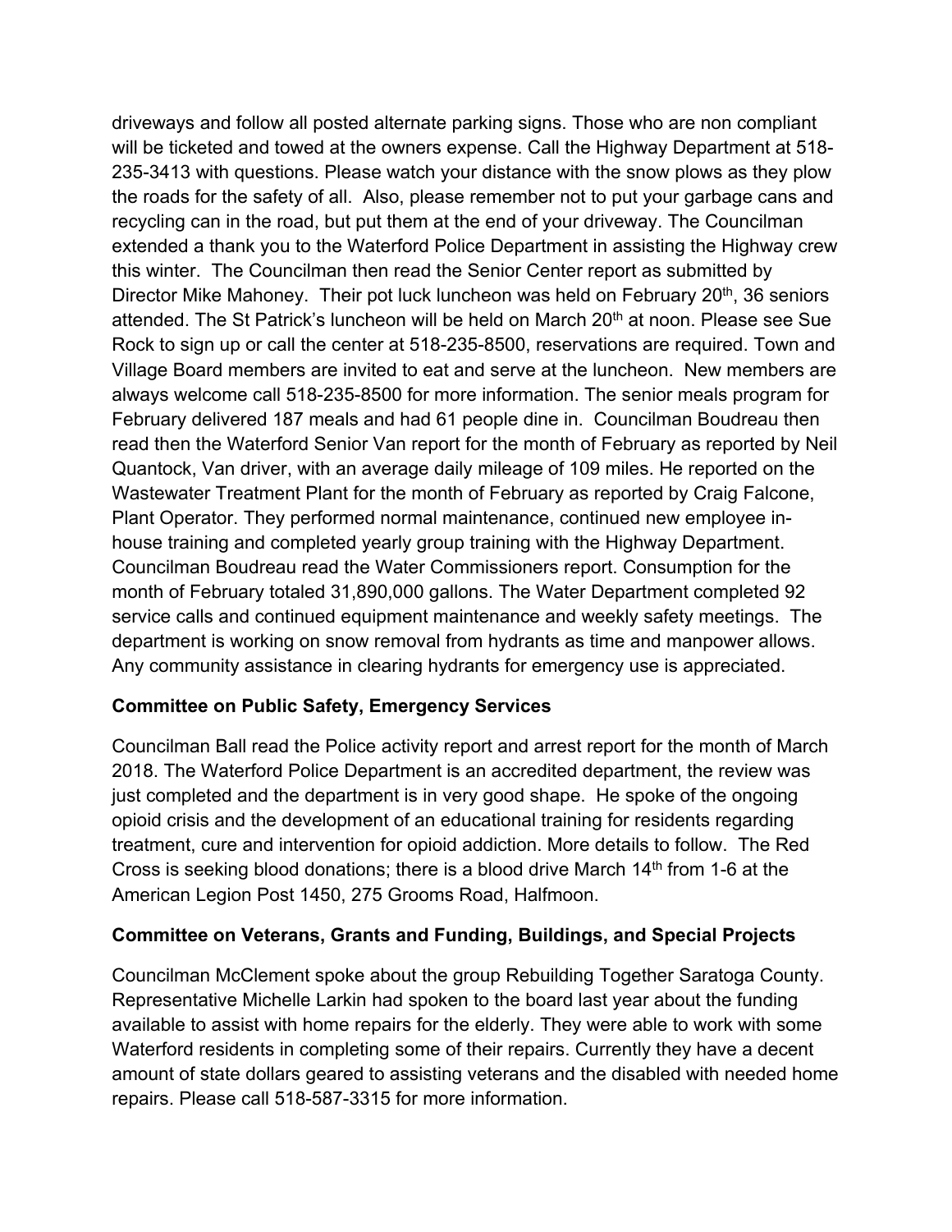driveways and follow all posted alternate parking signs. Those who are non compliant will be ticketed and towed at the owners expense. Call the Highway Department at 518-235-3413 with questions. Please watch your distance with the snow plows as they plow the roads for the safety of all. Also, please remember not to put your garbage cans and recycling can in the road, but put them at the end of your driveway. The Councilman extended a thank you to the Waterford Police Department in assisting the Highway crew this winter. The Councilman then read the Senior Center report as submitted by Director Mike Mahoney. Their pot luck luncheon was held on February 20th, 36 seniors attended. The St Patrick's luncheon will be held on March 20th at noon. Please see Sue Rock to sign up or call the center at 518-235-8500, reservations are required. Town and Village Board members are invited to eat and serve at the luncheon. New members are always welcome call 518-235-8500 for more information. The senior meals program for February delivered 187 meals and had 61 people dine in. Councilman Boudreau then read then the Waterford Senior Van report for the month of February as reported by Neil Quantock, Van driver, with an average daily mileage of 109 miles. He reported on the Wastewater Treatment Plant for the month of February as reported by Craig Falcone, Plant Operator. They performed normal maintenance, continued new employee in-house training and completed yearly group training with the Highway Department. Councilman Boudreau read the Water Commissioners report. Consumption for the month of February totaled 31,890,000 gallons. The Water Department completed 92 service calls and continued equipment maintenance and weekly safety meetings. The department is working on snow removal from hydrants as time and manpower allows. Any community assistance in clearing hydrants for emergency use is appreciated.

**Committee on Public Safety, Emergency Services**

Councilman Ball read the Police activity report and arrest report for the month of March 2018. The Waterford Police Department is an accredited department, the review was just completed and the department is in very good shape. He spoke of the ongoing opioid crisis and the development of an educational training for residents regarding treatment, cure and intervention for opioid addiction. More details to follow. The Red Cross is seeking blood donations; there is a blood drive March 14th from 1-6 at the American Legion Post 1450, 275 Grooms Road, Halfmoon.

**Committee on Veterans, Grants and Funding, Buildings, and Special Projects**

Councilman McClement spoke about the group Rebuilding Together Saratoga County. Representative Michelle Larkin had spoken to the board last year about the funding available to assist with home repairs for the elderly. They were able to work with some Waterford residents in completing some of their repairs. Currently they have a decent amount of state dollars geared to assisting veterans and the disabled with needed home repairs. Please call 518-587-3315 for more information.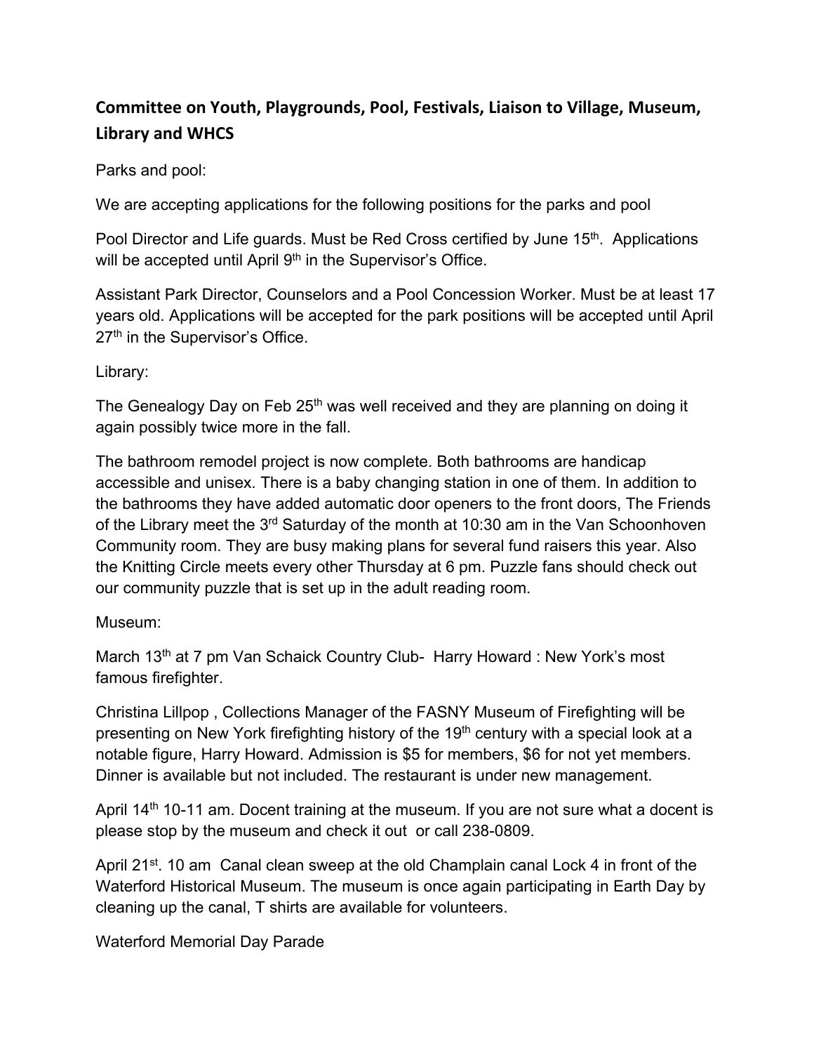## Committee on Youth, Playgrounds, Pool, Festivals, Liaison to Village, Museum, Library and WHCS

Parks and pool:

We are accepting applications for the following positions for the parks and pool

Pool Director and Life guards. Must be Red Cross certified by June 15th. Applications will be accepted until April 9th in the Supervisor's Office.

Assistant Park Director, Counselors and a Pool Concession Worker. Must be at least 17 years old. Applications will be accepted for the park positions will be accepted until April 27th in the Supervisor's Office.

Library:

The Genealogy Day on Feb 25th was well received and they are planning on doing it again possibly twice more in the fall.

The bathroom remodel project is now complete. Both bathrooms are handicap accessible and unisex. There is a baby changing station in one of them. In addition to the bathrooms they have added automatic door openers to the front doors, The Friends of the Library meet the 3rd Saturday of the month at 10:30 am in the Van Schoonhoven Community room. They are busy making plans for several fund raisers this year. Also the Knitting Circle meets every other Thursday at 6 pm. Puzzle fans should check out our community puzzle that is set up in the adult reading room.

Museum:

March 13th at 7 pm Van Schaick Country Club- Harry Howard : New York's most famous firefighter.

Christina Lillpop , Collections Manager of the FASNY Museum of Firefighting will be presenting on New York firefighting history of the 19th century with a special look at a notable figure, Harry Howard. Admission is $5 for members, $6 for not yet members. Dinner is available but not included. The restaurant is under new management.

April 14th 10-11 am. Docent training at the museum. If you are not sure what a docent is please stop by the museum and check it out or call 238-0809.

April 21st. 10 am Canal clean sweep at the old Champlain canal Lock 4 in front of the Waterford Historical Museum. The museum is once again participating in Earth Day by cleaning up the canal, T shirts are available for volunteers.

Waterford Memorial Day Parade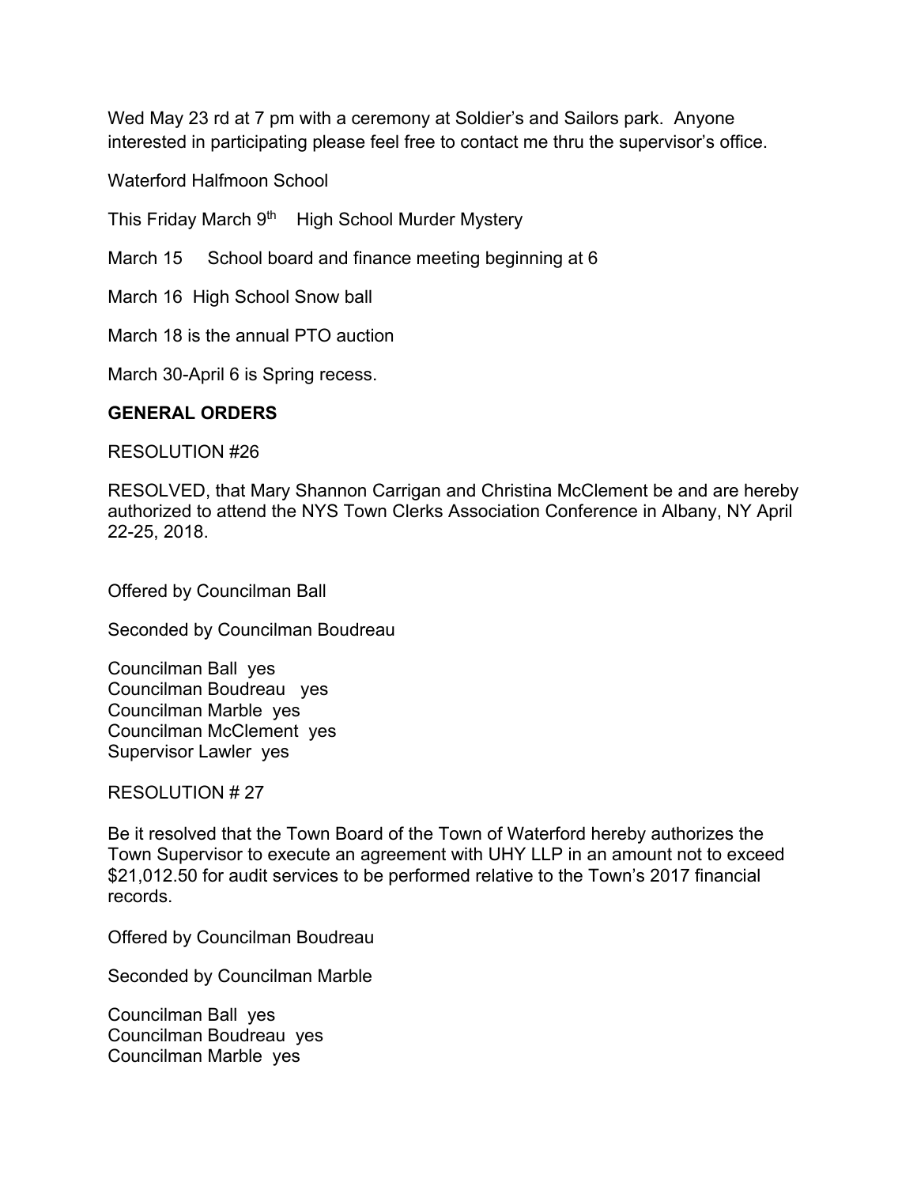Wed May 23 rd at 7 pm with a ceremony at Soldier's and Sailors park. Anyone interested in participating please feel free to contact me thru the supervisor's office.

Waterford Halfmoon School

This Friday March 9th High School Murder Mystery

March 15 School board and finance meeting beginning at 6

March 16 High School Snow ball

March 18 is the annual PTO auction

March 30-April 6 is Spring recess.

**GENERAL ORDERS**

RESOLUTION #26

RESOLVED, that Mary Shannon Carrigan and Christina McClement be and are hereby authorized to attend the NYS Town Clerks Association Conference in Albany, NY April 22-25, 2018.

Offered by Councilman Ball

Seconded by Councilman Boudreau

Councilman Ball yes
Councilman Boudreau yes
Councilman Marble yes
Councilman McClement yes
Supervisor Lawler yes

RESOLUTION # 27

Be it resolved that the Town Board of the Town of Waterford hereby authorizes the Town Supervisor to execute an agreement with UHY LLP in an amount not to exceed $21,012.50 for audit services to be performed relative to the Town's 2017 financial records.

Offered by Councilman Boudreau

Seconded by Councilman Marble

Councilman Ball yes
Councilman Boudreau yes
Councilman Marble yes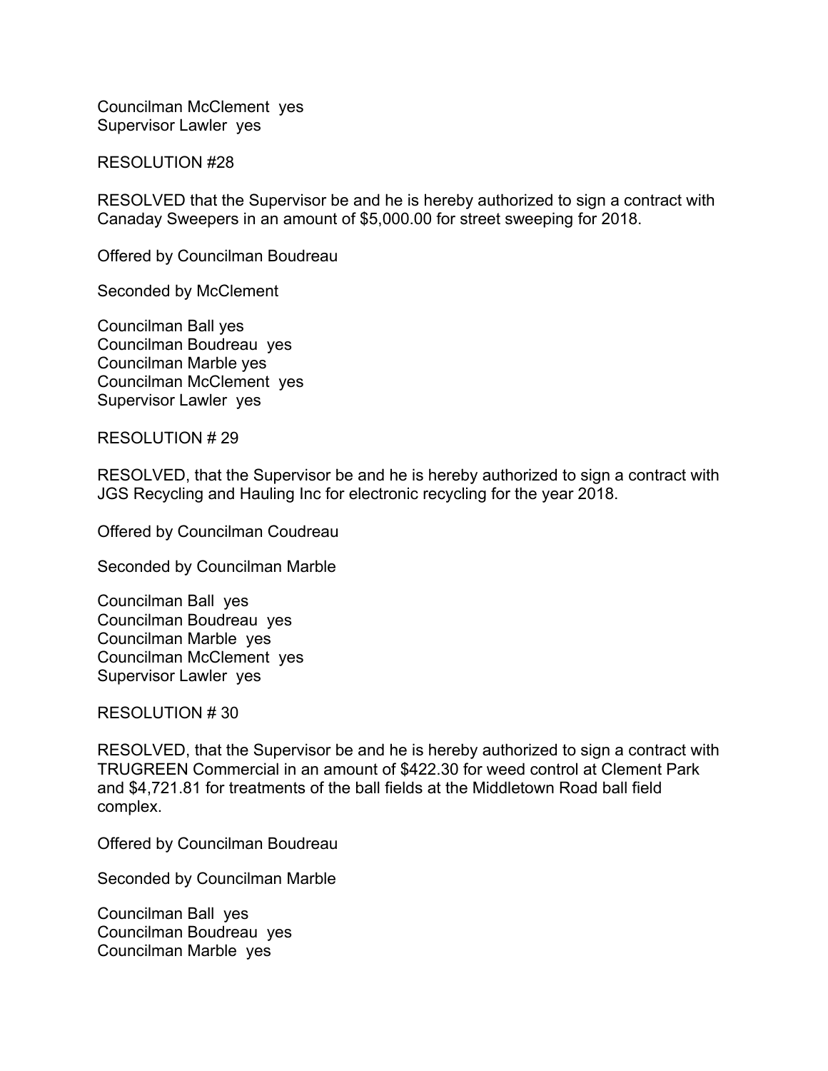Councilman McClement yes
Supervisor Lawler yes

RESOLUTION #28

RESOLVED that the Supervisor be and he is hereby authorized to sign a contract with Canaday Sweepers in an amount of $5,000.00 for street sweeping for 2018.

Offered by Councilman Boudreau

Seconded by McClement

Councilman Ball yes
Councilman Boudreau yes
Councilman Marble yes
Councilman McClement yes
Supervisor Lawler yes

RESOLUTION # 29

RESOLVED, that the Supervisor be and he is hereby authorized to sign a contract with JGS Recycling and Hauling Inc for electronic recycling for the year 2018.

Offered by Councilman Coudreau

Seconded by Councilman Marble

Councilman Ball yes
Councilman Boudreau yes
Councilman Marble yes
Councilman McClement yes
Supervisor Lawler yes

RESOLUTION # 30

RESOLVED, that the Supervisor be and he is hereby authorized to sign a contract with TRUGREEN Commercial in an amount of $422.30 for weed control at Clement Park and $4,721.81 for treatments of the ball fields at the Middletown Road ball field complex.

Offered by Councilman Boudreau

Seconded by Councilman Marble

Councilman Ball yes
Councilman Boudreau yes
Councilman Marble yes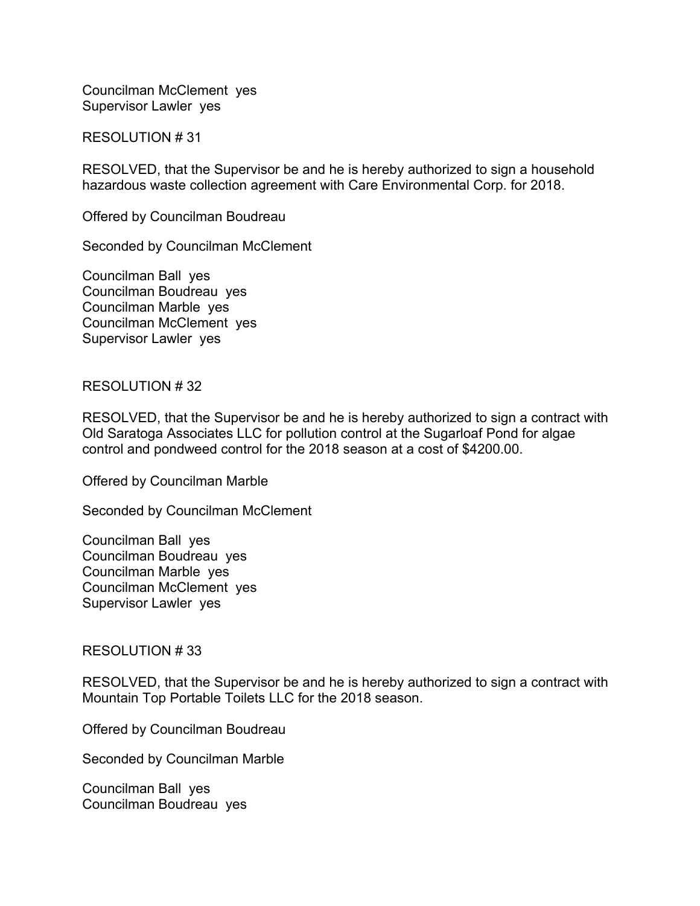Councilman McClement  yes
Supervisor Lawler  yes

RESOLUTION # 31

RESOLVED, that the Supervisor be and he is hereby authorized to sign a household hazardous waste collection agreement with Care Environmental Corp. for 2018.

Offered by Councilman Boudreau

Seconded by Councilman McClement

Councilman Ball  yes
Councilman Boudreau  yes
Councilman Marble  yes
Councilman McClement  yes
Supervisor Lawler  yes

RESOLUTION # 32

RESOLVED, that the Supervisor be and he is hereby authorized to sign a contract with Old Saratoga Associates LLC for pollution control at the Sugarloaf Pond for algae control and pondweed control for the 2018 season at a cost of $4200.00.

Offered by Councilman Marble

Seconded by Councilman McClement

Councilman Ball  yes
Councilman Boudreau  yes
Councilman Marble  yes
Councilman McClement  yes
Supervisor Lawler  yes

RESOLUTION # 33

RESOLVED, that the Supervisor be and he is hereby authorized to sign a contract with Mountain Top Portable Toilets LLC for the 2018 season.

Offered by Councilman Boudreau

Seconded by Councilman Marble

Councilman Ball  yes
Councilman Boudreau  yes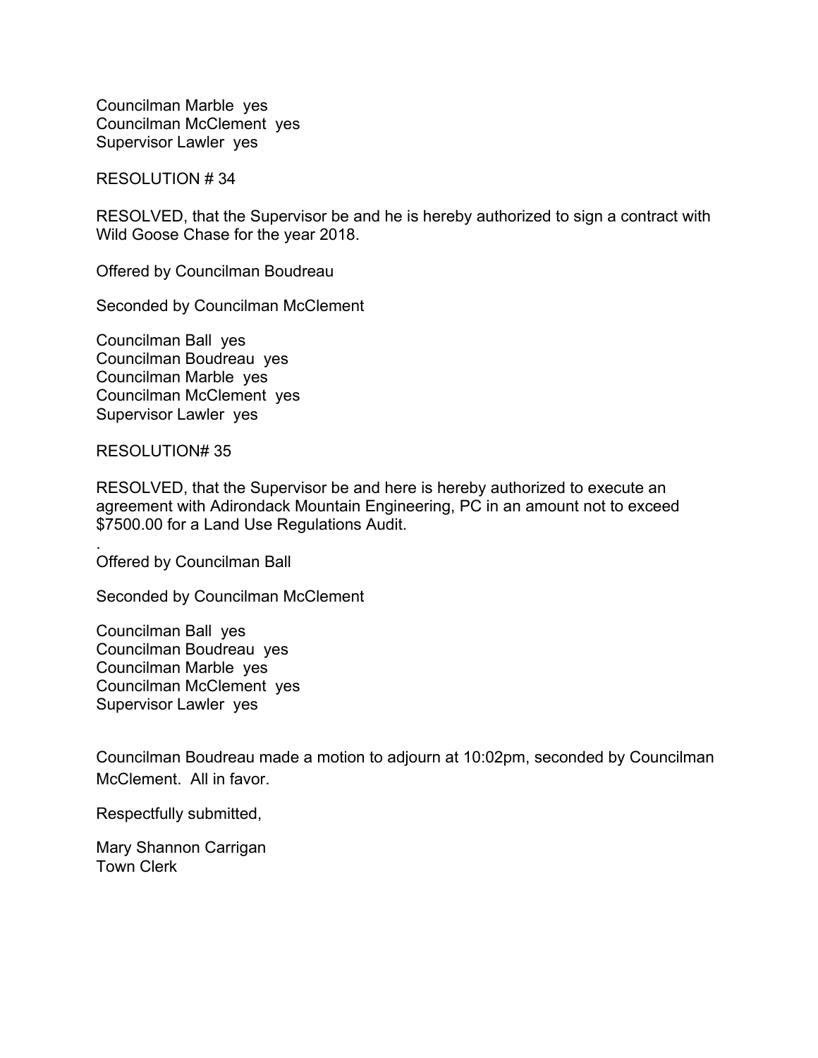Councilman Marble yes
Councilman McClement yes
Supervisor Lawler yes

RESOLUTION # 34

RESOLVED, that the Supervisor be and he is hereby authorized to sign a contract with Wild Goose Chase for the year 2018.

Offered by Councilman Boudreau

Seconded by Councilman McClement

Councilman Ball yes
Councilman Boudreau yes
Councilman Marble yes
Councilman McClement yes
Supervisor Lawler yes

RESOLUTION# 35

RESOLVED, that the Supervisor be and here is hereby authorized to execute an agreement with Adirondack Mountain Engineering, PC in an amount not to exceed $7500.00 for a Land Use Regulations Audit.

.
Offered by Councilman Ball

Seconded by Councilman McClement

Councilman Ball yes
Councilman Boudreau yes
Councilman Marble yes
Councilman McClement yes
Supervisor Lawler yes

Councilman Boudreau made a motion to adjourn at 10:02pm, seconded by Councilman McClement. All in favor.

Respectfully submitted,

Mary Shannon Carrigan
Town Clerk